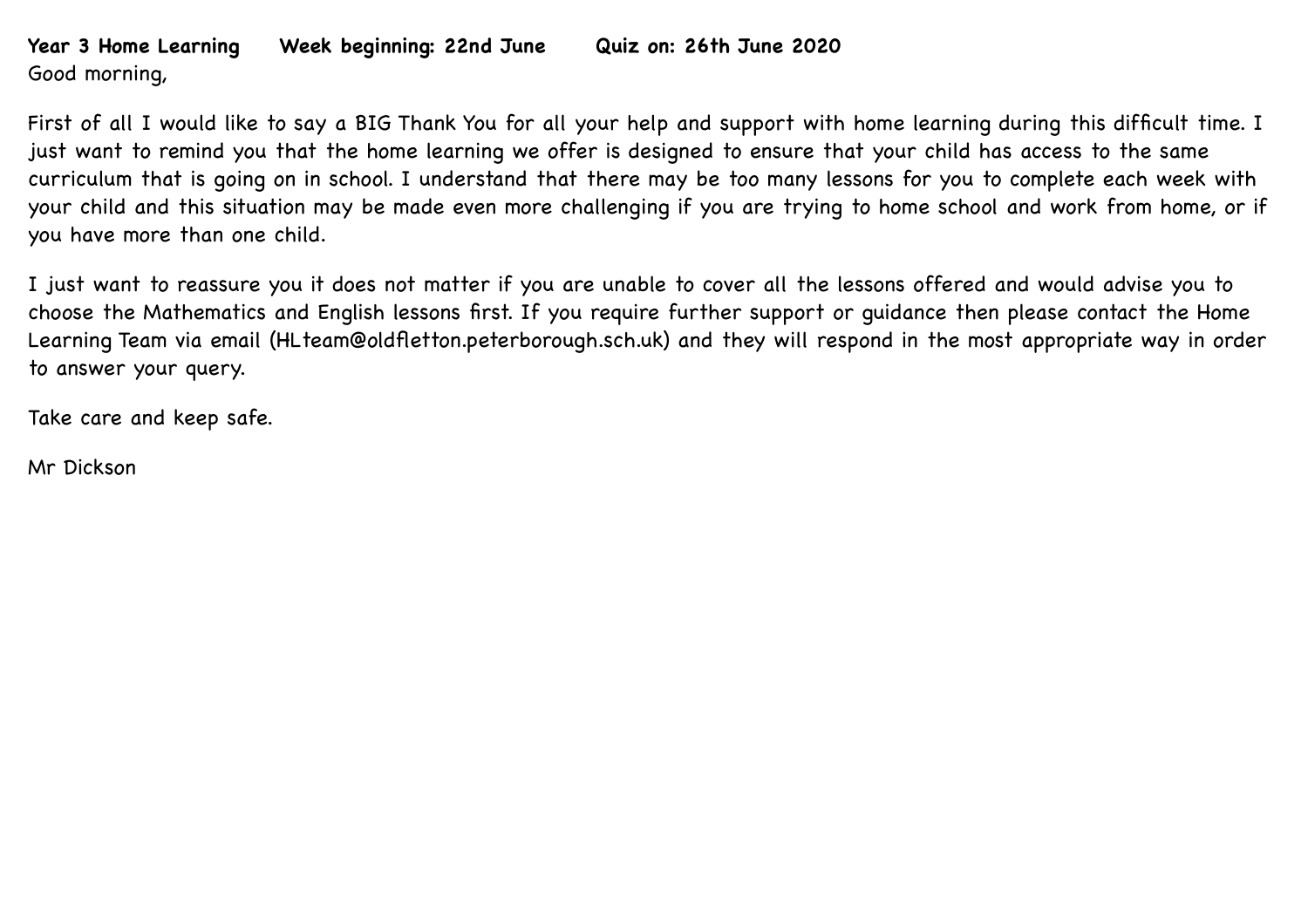**Year 3 Home Learning     Week beginning: 22nd June     Quiz on: 26th June 2020**

Good morning,

First of all I would like to say a BIG Thank You for all your help and support with home learning during this difficult time. I just want to remind you that the home learning we offer is designed to ensure that your child has access to the same curriculum that is going on in school. I understand that there may be too many lessons for you to complete each week with your child and this situation may be made even more challenging if you are trying to home school and work from home, or if you have more than one child.

I just want to reassure you it does not matter if you are unable to cover all the lessons offered and would advise you to choose the Mathematics and English lessons first. If you require further support or guidance then please contact the Home Learning Team via email (HLteam@oldfletton.peterborough.sch.uk) and they will respond in the most appropriate way in order to answer your query.

Take care and keep safe.

Mr Dickson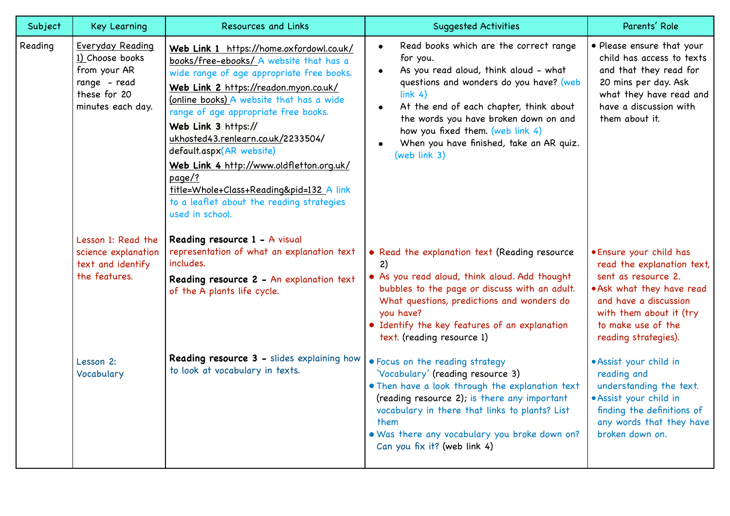| Subject | Key Learning | Resources and Links | Suggested Activities | Parents' Role |
|---|---|---|---|---|
| Reading | Everyday Reading 1) Choose books from your AR range - read these for 20 minutes each day. | **Web Link 1** https://home.oxfordowl.co.uk/books/free-ebooks/ A website that has a wide range of age appropriate free books.<br>**Web Link 2** https://readon.myon.co.uk/ (online books) A website that has a wide range of age appropriate free books.<br>**Web Link 3** https://ukhosted43.renlearn.co.uk/2233504/default.aspx(AR website)<br>**Web Link 4** http://www.oldfletton.org.uk/page/?title=Whole+Class+Reading&pid=132 A link to a leaflet about the reading strategies used in school. | • Read books which are the correct range for you.<br>• As you read aloud, think aloud - what questions and wonders do you have? (web link 4)<br>• At the end of each chapter, think about the words you have broken down on and how you fixed them. (web link 4)<br>• When you have finished, take an AR quiz. (web link 3) | • Please ensure that your child has access to texts and that they read for 20 mins per day. Ask what they have read and have a discussion with them about it. |
| | Lesson 1: Read the science explanation text and identify the features. | **Reading resource 1 -** A visual representation of what an explanation text includes.<br>**Reading resource 2 -** An explanation text of the A plants life cycle. | • Read the explanation text (Reading resource 2)<br>• As you read aloud, think aloud. Add thought bubbles to the page or discuss with an adult. What questions, predictions and wonders do you have?<br>• Identify the key features of an explanation text. (reading resource 1) | • Ensure your child has read the explanation text, sent as resource 2.<br>• Ask what they have read and have a discussion with them about it (try to make use of the reading strategies). |
| | Lesson 2: Vocabulary | **Reading resource 3 -** slides explaining how to look at vocabulary in texts. | • Focus on the reading strategy 'Vocabulary' (reading resource 3)<br>• Then have a look through the explanation text (reading resource 2); is there any important vocabulary in there that links to plants? List them<br>• Was there any vocabulary you broke down on? Can you fix it? (web link 4) | • Assist your child in reading and understanding the text.<br>• Assist your child in finding the definitions of any words that they have broken down on. |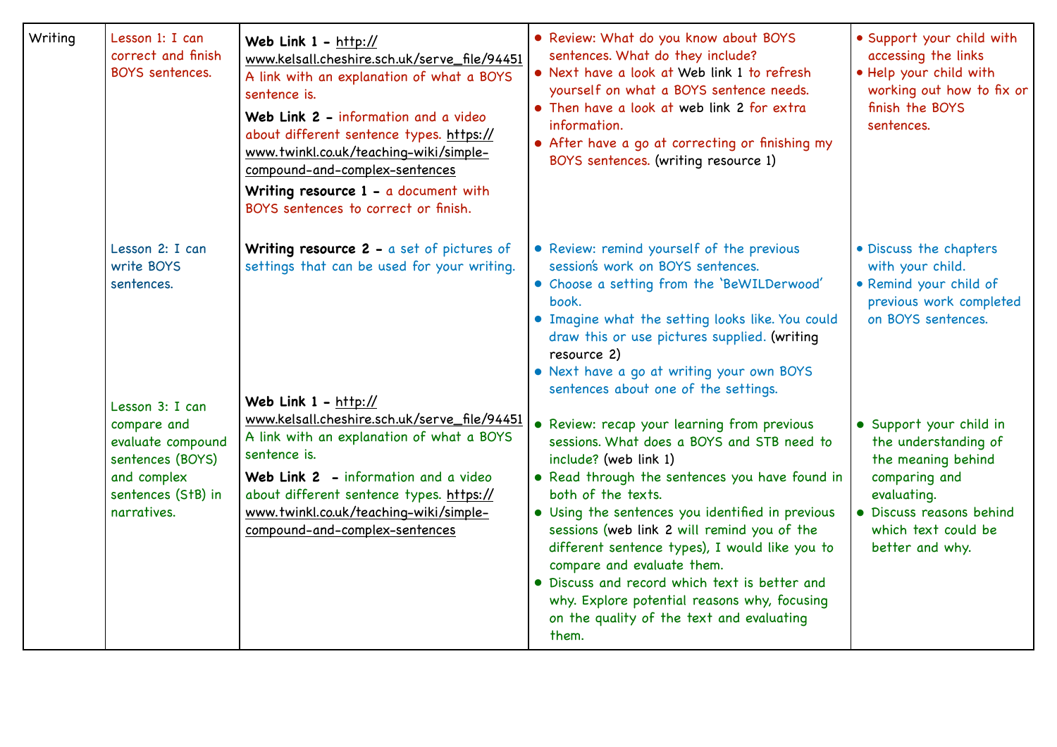| Writing | Lesson 1: I can correct and finish BOYS sentences. | **Web Link 1 -** http://www.kelsall.cheshire.sch.uk/serve_file/94451 A link with an explanation of what a BOYS sentence is.<br><br>**Web Link 2 -** information and a video about different sentence types. https://www.twinkl.co.uk/teaching-wiki/simple-compound-and-complex-sentences<br><br>**Writing resource 1 -** a document with BOYS sentences to correct or finish. | • Review: What do you know about BOYS sentences. What do they include?<br>• Next have a look at Web link 1 to refresh yourself on what a BOYS sentence needs.<br>• Then have a look at web link 2 for extra information.<br>• After have a go at correcting or finishing my BOYS sentences. (writing resource 1) | • Support your child with accessing the links<br>• Help your child with working out how to fix or finish the BOYS sentences. |
|---|---|---|---|---|
| | Lesson 2: I can write BOYS sentences. | **Writing resource 2 -** a set of pictures of settings that can be used for your writing. | • Review: remind yourself of the previous session's work on BOYS sentences.<br>• Choose a setting from the 'BeWILDerwood' book.<br>• Imagine what the setting looks like. You could draw this or use pictures supplied. (writing resource 2)<br>• Next have a go at writing your own BOYS sentences about one of the settings. | • Discuss the chapters with your child.<br>• Remind your child of previous work completed on BOYS sentences. |
| | Lesson 3: I can compare and evaluate compound sentences (BOYS) and complex sentences (StB) in narratives. | **Web Link 1 -** http://www.kelsall.cheshire.sch.uk/serve_file/94451 A link with an explanation of what a BOYS sentence is.<br><br>**Web Link 2 -** information and a video about different sentence types. https://www.twinkl.co.uk/teaching-wiki/simple-compound-and-complex-sentences | • Review: recap your learning from previous sessions. What does a BOYS and STB need to include? (web link 1)<br>• Read through the sentences you have found in both of the texts.<br>• Using the sentences you identified in previous sessions (web link 2 will remind you of the different sentence types), I would like you to compare and evaluate them.<br>• Discuss and record which text is better and why. Explore potential reasons why, focusing on the quality of the text and evaluating them. | • Support your child in the understanding of the meaning behind comparing and evaluating.<br>• Discuss reasons behind which text could be better and why. |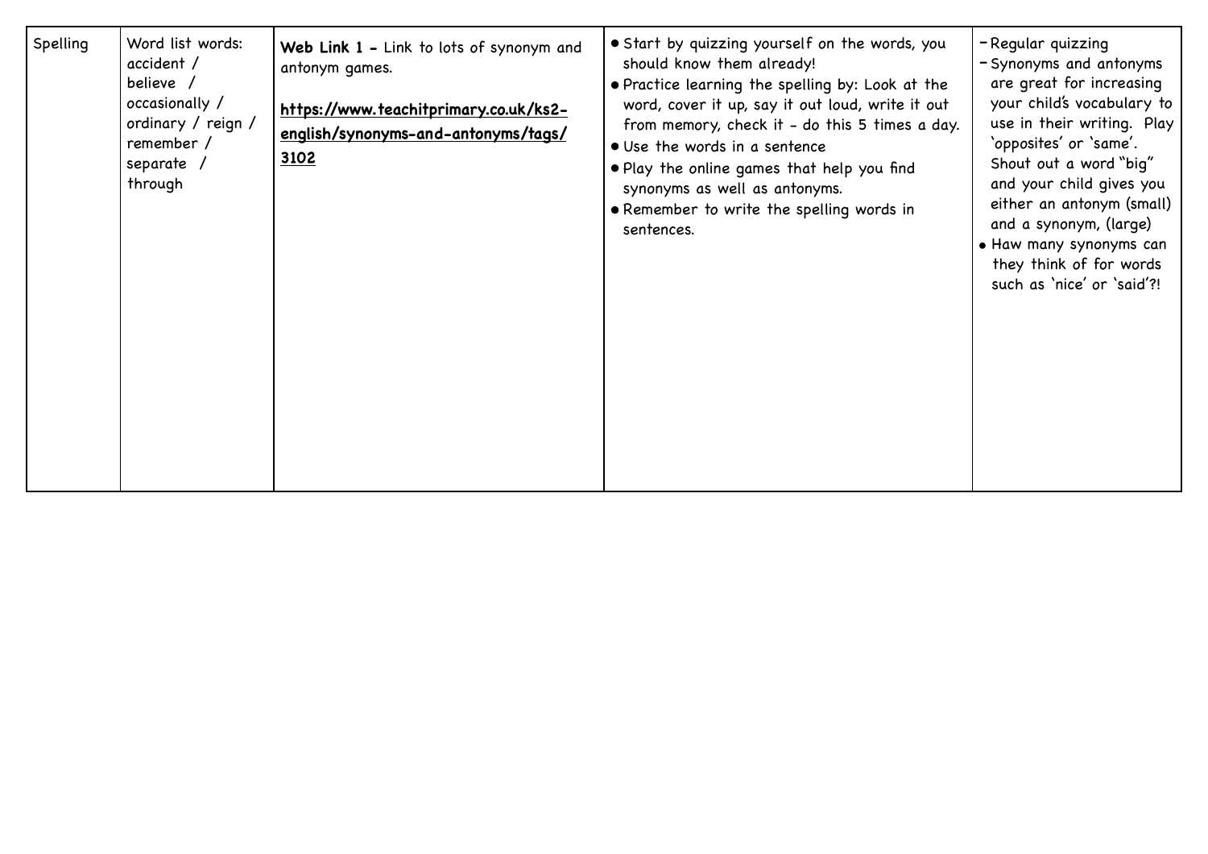| Spelling | Word list words: accident / believe / occasionally / ordinary / reign / remember / separate / through | **Web Link 1 -** Link to lots of synonym and antonym games.<br><br>**https://www.teachitprimary.co.uk/ks2-english/synonyms-and-antonyms/tags/3102** | • Start by quizzing yourself on the words, you should know them already!<br>• Practice learning the spelling by: Look at the word, cover it up, say it out loud, write it out from memory, check it - do this 5 times a day.<br>• Use the words in a sentence<br>• Play the online games that help you find synonyms as well as antonyms.<br>• Remember to write the spelling words in sentences. | - Regular quizzing<br>- Synonyms and antonyms are great for increasing your child's vocabulary to use in their writing. Play 'opposites' or 'same'. Shout out a word "big" and your child gives you either an antonym (small) and a synonym, (large)<br>• Haw many synonyms can they think of for words such as 'nice' or 'said'?! |
|---|---|---|---|---|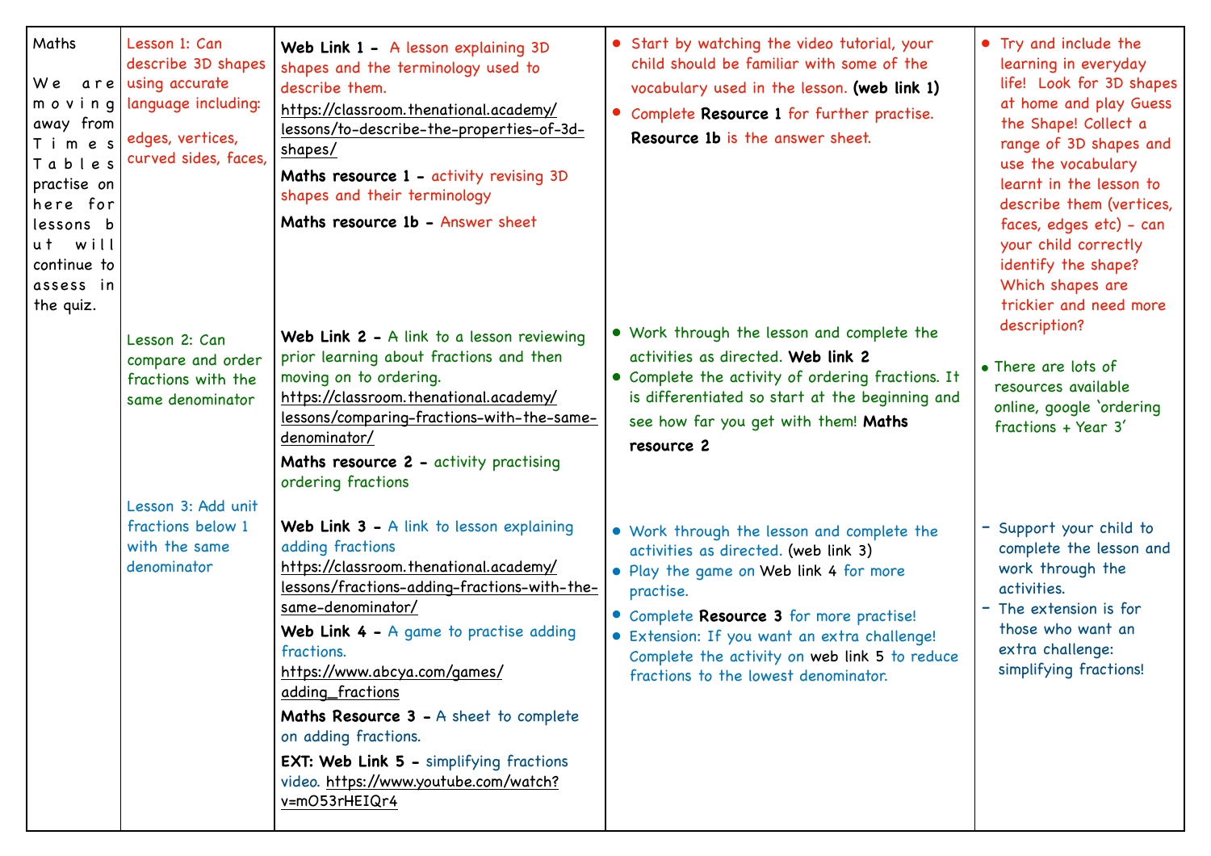| Maths | | | | |
|---|---|---|---|---|
| We are moving away from Times Tables practise on here for lessons but will continue to assess in the quiz. | Lesson 1: Can describe 3D shapes using accurate language including:<br><br>edges, vertices, curved sides, faces, | **Web Link 1 –** A lesson explaining 3D shapes and the terminology used to describe them. https://classroom.thenational.academy/lessons/to-describe-the-properties-of-3d-shapes/<br><br>**Maths resource 1 –** activity revising 3D shapes and their terminology<br><br>**Maths resource 1b –** Answer sheet | • Start by watching the video tutorial, your child should be familiar with some of the vocabulary used in the lesson. **(web link 1)**<br>• Complete **Resource 1** for further practise. **Resource 1b** is the answer sheet. | • Try and include the learning in everyday life! Look for 3D shapes at home and play Guess the Shape! Collect a range of 3D shapes and use the vocabulary learnt in the lesson to describe them (vertices, faces, edges etc) – can your child correctly identify the shape? Which shapes are trickier and need more description? |
| | Lesson 2: Can compare and order fractions with the same denominator | **Web Link 2 –** A link to a lesson reviewing prior learning about fractions and then moving on to ordering. https://classroom.thenational.academy/lessons/comparing-fractions-with-the-same-denominator/<br><br>**Maths resource 2 –** activity practising ordering fractions | • Work through the lesson and complete the activities as directed. **Web link 2**<br>• Complete the activity of ordering fractions. It is differentiated so start at the beginning and see how far you get with them! **Maths resource 2** | • There are lots of resources available online, google 'ordering fractions + Year 3' |
| | Lesson 3: Add unit fractions below 1 with the same denominator | **Web Link 3 –** A link to lesson explaining adding fractions https://classroom.thenational.academy/lessons/fractions-adding-fractions-with-the-same-denominator/<br><br>**Web Link 4 –** A game to practise adding fractions. https://www.abcya.com/games/adding_fractions<br><br>**Maths Resource 3 –** A sheet to complete on adding fractions.<br><br>**EXT: Web Link 5 –** simplifying fractions video. https://www.youtube.com/watch?v=mO53rHEIQr4 | • Work through the lesson and complete the activities as directed. (web link 3)<br>• Play the game on Web link 4 for more practise.<br>• Complete **Resource 3** for more practise!<br>• Extension: If you want an extra challenge! Complete the activity on web link 5 to reduce fractions to the lowest denominator. | - Support your child to complete the lesson and work through the activities.<br>- The extension is for those who want an extra challenge: simplifying fractions! |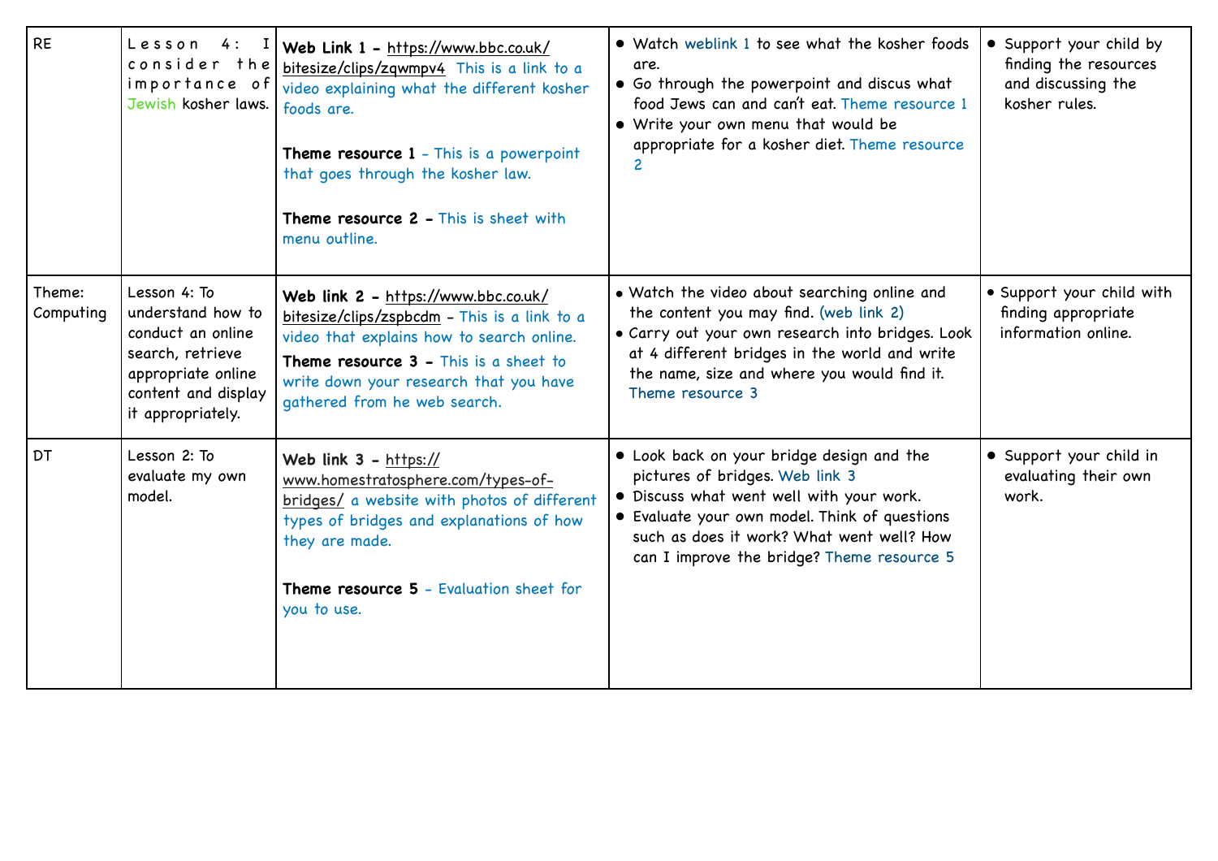| | | | | |
|---|---|---|---|---|
| RE | Lesson 4: I consider the importance of Jewish kosher laws. | **Web Link 1 -** https://www.bbc.co.uk/bitesize/clips/zqwmpv4 This is a link to a video explaining what the different kosher foods are.<br><br>**Theme resource 1** - This is a powerpoint that goes through the kosher law.<br><br>**Theme resource 2 -** This is sheet with menu outline. | • Watch weblink 1 to see what the kosher foods are.<br>• Go through the powerpoint and discus what food Jews can and can't eat. Theme resource 1<br>• Write your own menu that would be appropriate for a kosher diet. Theme resource 2 | • Support your child by finding the resources and discussing the kosher rules. |
| Theme: Computing | Lesson 4: To understand how to conduct an online search, retrieve appropriate online content and display it appropriately. | **Web link 2 -** https://www.bbc.co.uk/bitesize/clips/zspbcdm - This is a link to a video that explains how to search online.<br>**Theme resource 3 -** This is a sheet to write down your research that you have gathered from he web search. | • Watch the video about searching online and the content you may find. (web link 2)<br>• Carry out your own research into bridges. Look at 4 different bridges in the world and write the name, size and where you would find it. Theme resource 3 | • Support your child with finding appropriate information online. |
| DT | Lesson 2: To evaluate my own model. | **Web link 3 -** https://www.homestratosphere.com/types-of-bridges/ a website with photos of different types of bridges and explanations of how they are made.<br><br>**Theme resource 5** - Evaluation sheet for you to use. | • Look back on your bridge design and the pictures of bridges. Web link 3<br>• Discuss what went well with your work.<br>• Evaluate your own model. Think of questions such as does it work? What went well? How can I improve the bridge? Theme resource 5 | • Support your child in evaluating their own work. |